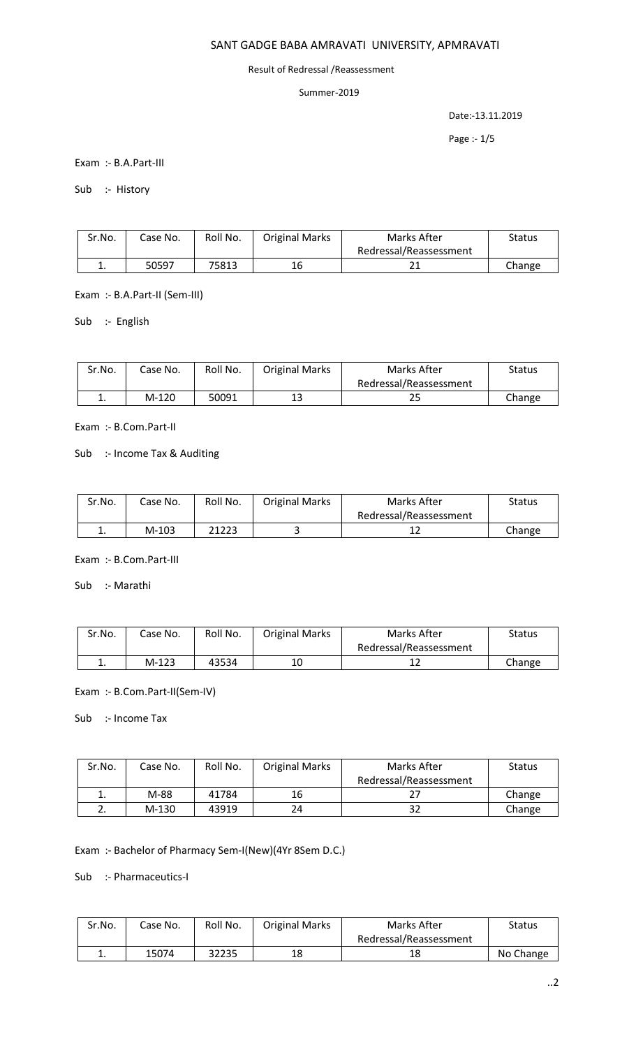# SANT GADGE BABA AMRAVATI UNIVERSITY, APMRAVATI

Result of Redressal /Reassessment

Summer-2019

Date:-13.11.2019

Exam :- B.A.Part-III

Sub :- History

| Sr.No. | Case No. | Roll No. | Original Marks | Marks After Redressal/Reassessment | Status |
|---|---|---|---|---|---|
| 1. | 50597 | 75813 | 16 | 21 | Change |

Exam :- B.A.Part-II (Sem-III)

Sub :- English

| Sr.No. | Case No. | Roll No. | Original Marks | Marks After Redressal/Reassessment | Status |
|---|---|---|---|---|---|
| 1. | M-120 | 50091 | 13 | 25 | Change |

Exam :- B.Com.Part-II

Sub :- Income Tax & Auditing

| Sr.No. | Case No. | Roll No. | Original Marks | Marks After Redressal/Reassessment | Status |
|---|---|---|---|---|---|
| 1. | M-103 | 21223 | 3 | 12 | Change |

Exam :- B.Com.Part-III

Sub :- Marathi

| Sr.No. | Case No. | Roll No. | Original Marks | Marks After Redressal/Reassessment | Status |
|---|---|---|---|---|---|
| 1. | M-123 | 43534 | 10 | 12 | Change |

Exam :- B.Com.Part-II(Sem-IV)

Sub :- Income Tax

| Sr.No. | Case No. | Roll No. | Original Marks | Marks After Redressal/Reassessment | Status |
|---|---|---|---|---|---|
| 1. | M-88 | 41784 | 16 | 27 | Change |
| 2. | M-130 | 43919 | 24 | 32 | Change |

Exam :- Bachelor of Pharmacy Sem-I(New)(4Yr 8Sem D.C.)

Sub :- Pharmaceutics-I

| Sr.No. | Case No. | Roll No. | Original Marks | Marks After Redressal/Reassessment | Status |
|---|---|---|---|---|---|
| 1. | 15074 | 32235 | 18 | 18 | No Change |

..2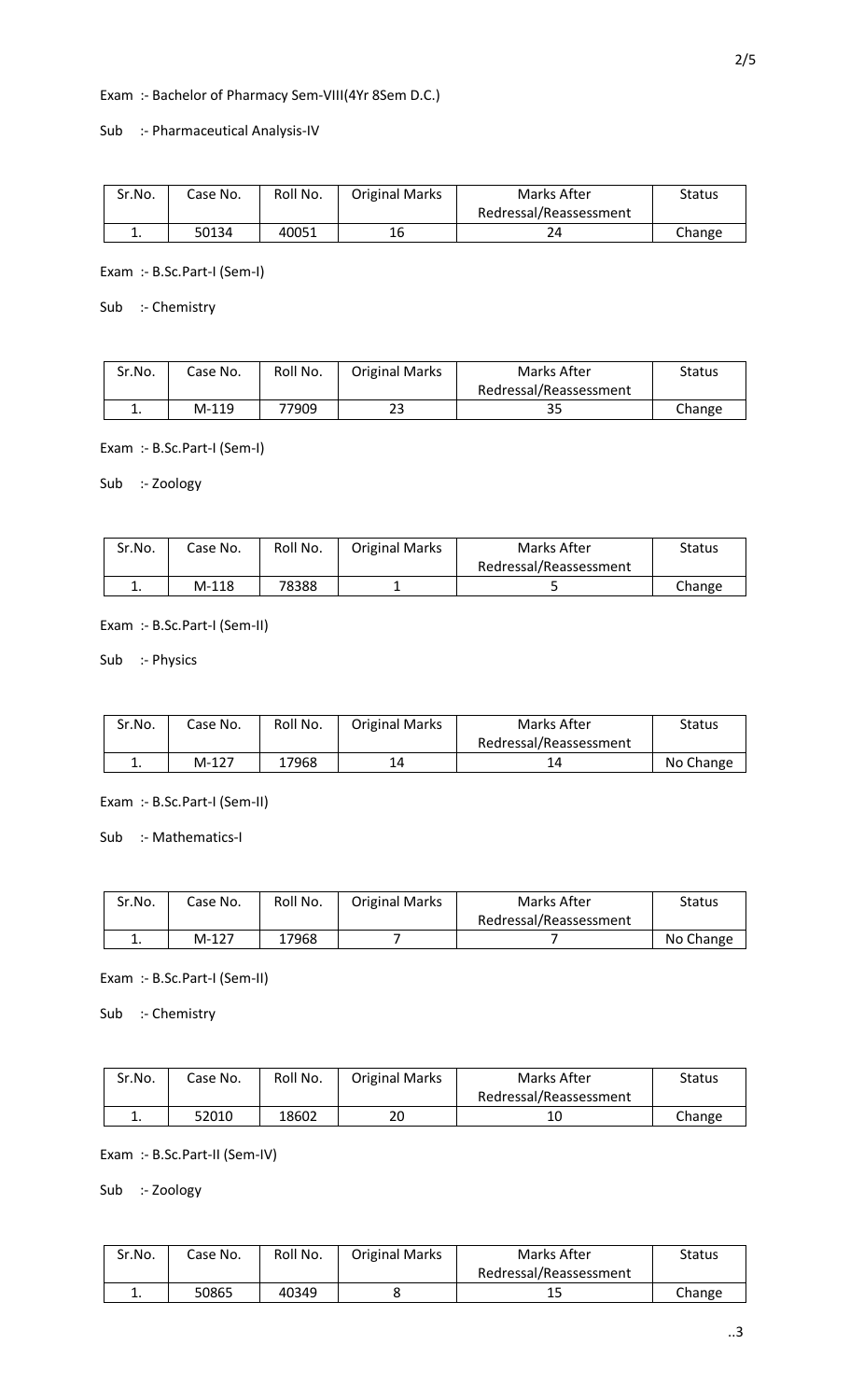Exam :- Bachelor of Pharmacy Sem-VIII(4Yr 8Sem D.C.)

Sub :- Pharmaceutical Analysis-IV

| Sr.No. | Case No. | Roll No. | Original Marks | Marks After Redressal/Reassessment | Status |
|---|---|---|---|---|---|
| 1. | 50134 | 40051 | 16 | 24 | Change |

Exam :- B.Sc.Part-I (Sem-I)

Sub :- Chemistry

| Sr.No. | Case No. | Roll No. | Original Marks | Marks After Redressal/Reassessment | Status |
|---|---|---|---|---|---|
| 1. | M-119 | 77909 | 23 | 35 | Change |

Exam :- B.Sc.Part-I (Sem-I)

Sub :- Zoology

| Sr.No. | Case No. | Roll No. | Original Marks | Marks After Redressal/Reassessment | Status |
|---|---|---|---|---|---|
| 1. | M-118 | 78388 | 1 | 5 | Change |

Exam :- B.Sc.Part-I (Sem-II)

Sub :- Physics

| Sr.No. | Case No. | Roll No. | Original Marks | Marks After Redressal/Reassessment | Status |
|---|---|---|---|---|---|
| 1. | M-127 | 17968 | 14 | 14 | No Change |

Exam :- B.Sc.Part-I (Sem-II)

Sub :- Mathematics-I

| Sr.No. | Case No. | Roll No. | Original Marks | Marks After Redressal/Reassessment | Status |
|---|---|---|---|---|---|
| 1. | M-127 | 17968 | 7 | 7 | No Change |

Exam :- B.Sc.Part-I (Sem-II)

Sub :- Chemistry

| Sr.No. | Case No. | Roll No. | Original Marks | Marks After Redressal/Reassessment | Status |
|---|---|---|---|---|---|
| 1. | 52010 | 18602 | 20 | 10 | Change |

Exam :- B.Sc.Part-II (Sem-IV)

Sub :- Zoology

| Sr.No. | Case No. | Roll No. | Original Marks | Marks After Redressal/Reassessment | Status |
|---|---|---|---|---|---|
| 1. | 50865 | 40349 | 8 | 15 | Change |

..3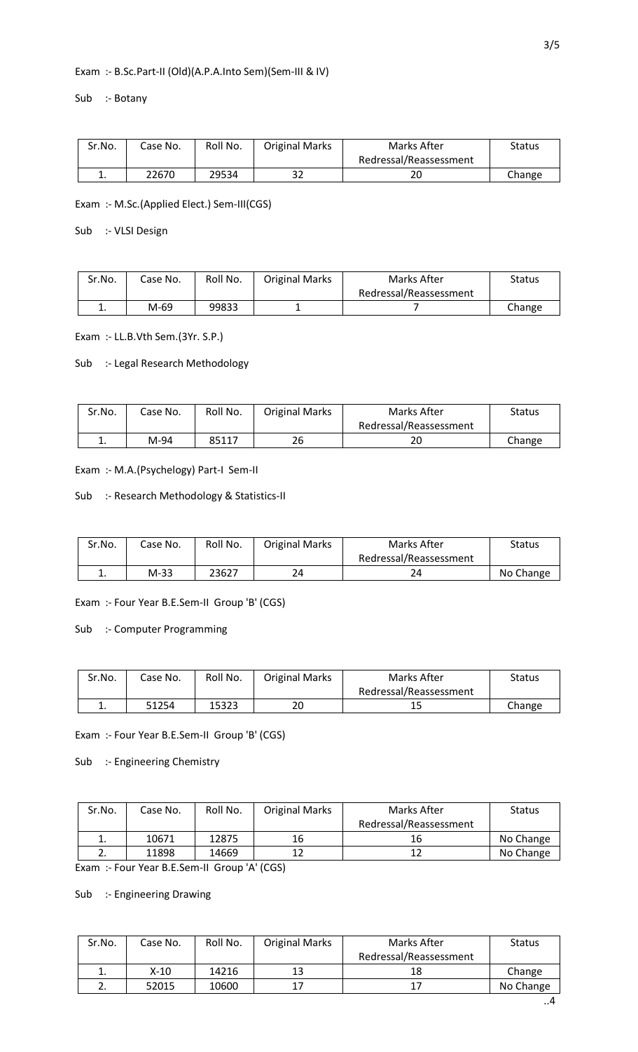Exam :- B.Sc.Part-II (Old)(A.P.A.Into Sem)(Sem-III & IV)

Sub :- Botany

| Sr.No. | Case No. | Roll No. | Original Marks | Marks After Redressal/Reassessment | Status |
|---|---|---|---|---|---|
| 1. | 22670 | 29534 | 32 | 20 | Change |

Exam :- M.Sc.(Applied Elect.) Sem-III(CGS)

Sub :- VLSI Design

| Sr.No. | Case No. | Roll No. | Original Marks | Marks After Redressal/Reassessment | Status |
|---|---|---|---|---|---|
| 1. | M-69 | 99833 | 1 | 7 | Change |

Exam :- LL.B.Vth Sem.(3Yr. S.P.)

Sub :- Legal Research Methodology

| Sr.No. | Case No. | Roll No. | Original Marks | Marks After Redressal/Reassessment | Status |
|---|---|---|---|---|---|
| 1. | M-94 | 85117 | 26 | 20 | Change |

Exam :- M.A.(Psychelogy) Part-I Sem-II

Sub :- Research Methodology & Statistics-II

| Sr.No. | Case No. | Roll No. | Original Marks | Marks After Redressal/Reassessment | Status |
|---|---|---|---|---|---|
| 1. | M-33 | 23627 | 24 | 24 | No Change |

Exam :- Four Year B.E.Sem-II Group 'B' (CGS)

Sub :- Computer Programming

| Sr.No. | Case No. | Roll No. | Original Marks | Marks After Redressal/Reassessment | Status |
|---|---|---|---|---|---|
| 1. | 51254 | 15323 | 20 | 15 | Change |

Exam :- Four Year B.E.Sem-II Group 'B' (CGS)

Sub :- Engineering Chemistry

| Sr.No. | Case No. | Roll No. | Original Marks | Marks After Redressal/Reassessment | Status |
|---|---|---|---|---|---|
| 1. | 10671 | 12875 | 16 | 16 | No Change |
| 2. | 11898 | 14669 | 12 | 12 | No Change |

Exam :- Four Year B.E.Sem-II Group 'A' (CGS)

Sub :- Engineering Drawing

| Sr.No. | Case No. | Roll No. | Original Marks | Marks After Redressal/Reassessment | Status |
|---|---|---|---|---|---|
| 1. | X-10 | 14216 | 13 | 18 | Change |
| 2. | 52015 | 10600 | 17 | 17 | No Change |

..4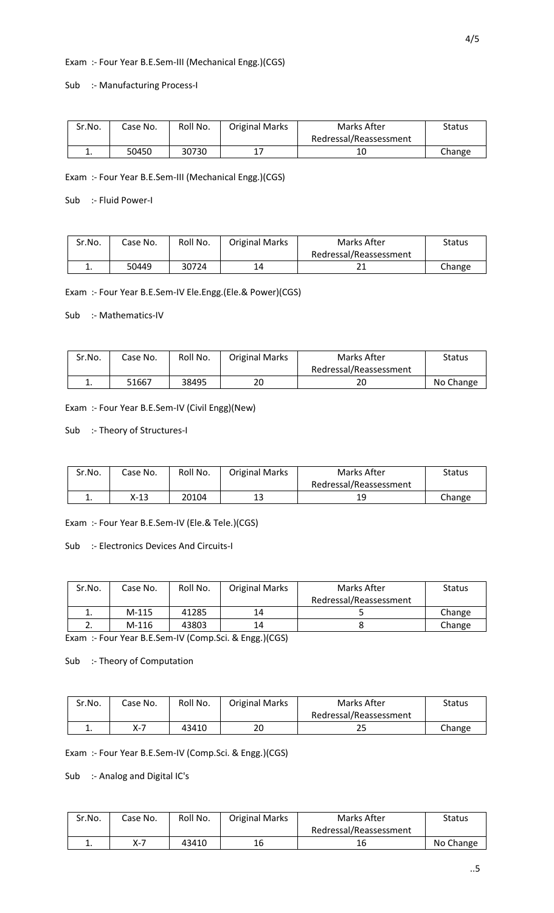Exam :- Four Year B.E.Sem-III (Mechanical Engg.)(CGS)

Sub :- Manufacturing Process-I

| Sr.No. | Case No. | Roll No. | Original Marks | Marks After Redressal/Reassessment | Status |
|---|---|---|---|---|---|
| 1. | 50450 | 30730 | 17 | 10 | Change |

Exam :- Four Year B.E.Sem-III (Mechanical Engg.)(CGS)

Sub :- Fluid Power-I

| Sr.No. | Case No. | Roll No. | Original Marks | Marks After Redressal/Reassessment | Status |
|---|---|---|---|---|---|
| 1. | 50449 | 30724 | 14 | 21 | Change |

Exam :- Four Year B.E.Sem-IV Ele.Engg.(Ele.& Power)(CGS)

Sub :- Mathematics-IV

| Sr.No. | Case No. | Roll No. | Original Marks | Marks After Redressal/Reassessment | Status |
|---|---|---|---|---|---|
| 1. | 51667 | 38495 | 20 | 20 | No Change |

Exam :- Four Year B.E.Sem-IV (Civil Engg)(New)

Sub :- Theory of Structures-I

| Sr.No. | Case No. | Roll No. | Original Marks | Marks After Redressal/Reassessment | Status |
|---|---|---|---|---|---|
| 1. | X-13 | 20104 | 13 | 19 | Change |

Exam :- Four Year B.E.Sem-IV (Ele.& Tele.)(CGS)

Sub :- Electronics Devices And Circuits-I

| Sr.No. | Case No. | Roll No. | Original Marks | Marks After Redressal/Reassessment | Status |
|---|---|---|---|---|---|
| 1. | M-115 | 41285 | 14 | 5 | Change |
| 2. | M-116 | 43803 | 14 | 8 | Change |

Exam :- Four Year B.E.Sem-IV (Comp.Sci. & Engg.)(CGS)

Sub :- Theory of Computation

| Sr.No. | Case No. | Roll No. | Original Marks | Marks After Redressal/Reassessment | Status |
|---|---|---|---|---|---|
| 1. | X-7 | 43410 | 20 | 25 | Change |

Exam :- Four Year B.E.Sem-IV (Comp.Sci. & Engg.)(CGS)

Sub :- Analog and Digital IC's

| Sr.No. | Case No. | Roll No. | Original Marks | Marks After Redressal/Reassessment | Status |
|---|---|---|---|---|---|
| 1. | X-7 | 43410 | 16 | 16 | No Change |

..5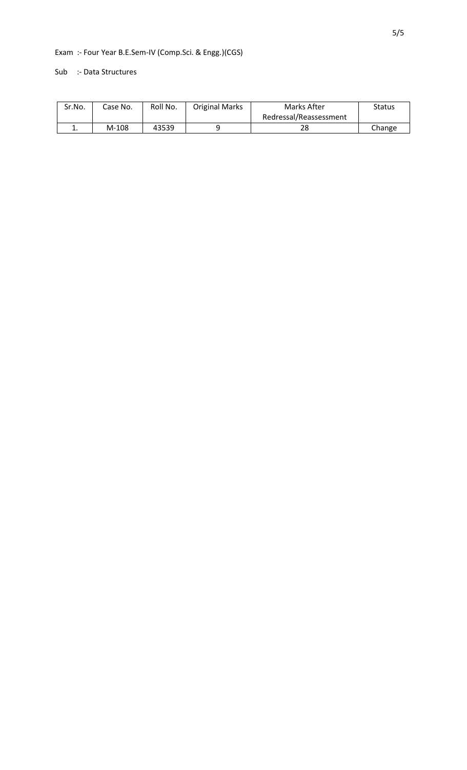Exam :- Four Year B.E.Sem-IV (Comp.Sci. & Engg.)(CGS)

Sub :- Data Structures

| Sr.No. | Case No. | Roll No. | Original Marks | Marks After Redressal/Reassessment | Status |
|---|---|---|---|---|---|
| 1. | M-108 | 43539 | 9 | 28 | Change |